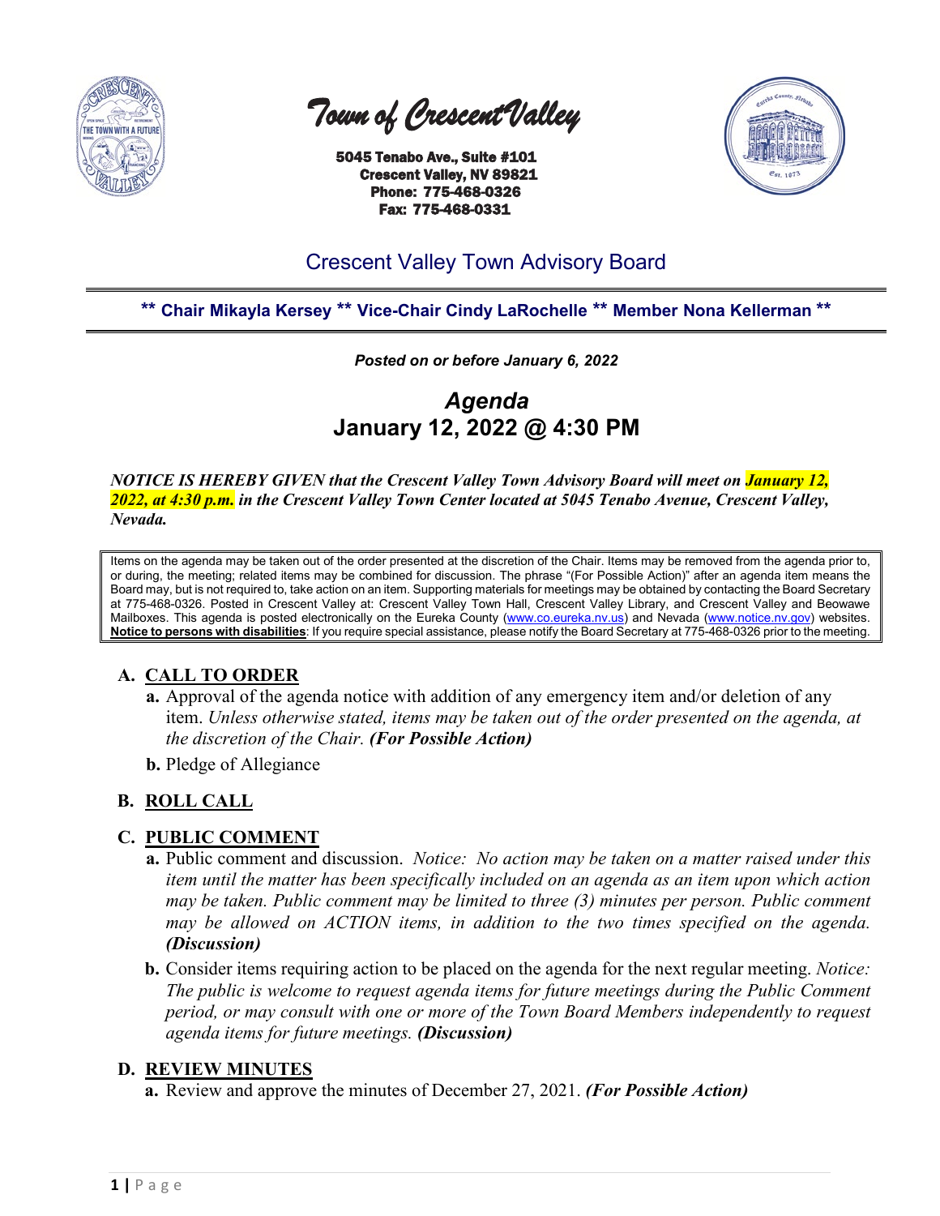# Town of Crescent Valley

**5045 Tenabo Ave., Suite #101**
**Crescent Valley, NV 89821**
**Phone: 775-468-0326**
**Fax: 775-468-0331**

## Crescent Valley Town Advisory Board

**\*\* Chair Mikayla Kersey \*\* Vice-Chair Cindy LaRochelle \*\* Member Nona Kellerman \*\***

***Posted on or before January 6, 2022***

# *Agenda*
# January 12, 2022 @ 4:30 PM

***NOTICE IS HEREBY GIVEN that the Crescent Valley Town Advisory Board will meet on January 12, 2022, at 4:30 p.m. in the Crescent Valley Town Center located at 5045 Tenabo Avenue, Crescent Valley, Nevada.***

Items on the agenda may be taken out of the order presented at the discretion of the Chair. Items may be removed from the agenda prior to, or during, the meeting; related items may be combined for discussion. The phrase "(For Possible Action)" after an agenda item means the Board may, but is not required to, take action on an item. Supporting materials for meetings may be obtained by contacting the Board Secretary at 775-468-0326. Posted in Crescent Valley at: Crescent Valley Town Hall, Crescent Valley Library, and Crescent Valley and Beowawe Mailboxes. This agenda is posted electronically on the Eureka County (www.co.eureka.nv.us) and Nevada (www.notice.nv.gov) websites. **Notice to persons with disabilities**: If you require special assistance, please notify the Board Secretary at 775-468-0326 prior to the meeting.

## A. CALL TO ORDER

- **a.** Approval of the agenda notice with addition of any emergency item and/or deletion of any item. *Unless otherwise stated, items may be taken out of the order presented on the agenda, at the discretion of the Chair.* ***(For Possible Action)***
- **b.** Pledge of Allegiance

## B. ROLL CALL

## C. PUBLIC COMMENT

- **a.** Public comment and discussion. *Notice: No action may be taken on a matter raised under this item until the matter has been specifically included on an agenda as an item upon which action may be taken. Public comment may be limited to three (3) minutes per person. Public comment may be allowed on ACTION items, in addition to the two times specified on the agenda.* ***(Discussion)***
- **b.** Consider items requiring action to be placed on the agenda for the next regular meeting. *Notice: The public is welcome to request agenda items for future meetings during the Public Comment period, or may consult with one or more of the Town Board Members independently to request agenda items for future meetings.* ***(Discussion)***

## D. REVIEW MINUTES

- **a.** Review and approve the minutes of December 27, 2021. ***(For Possible Action)***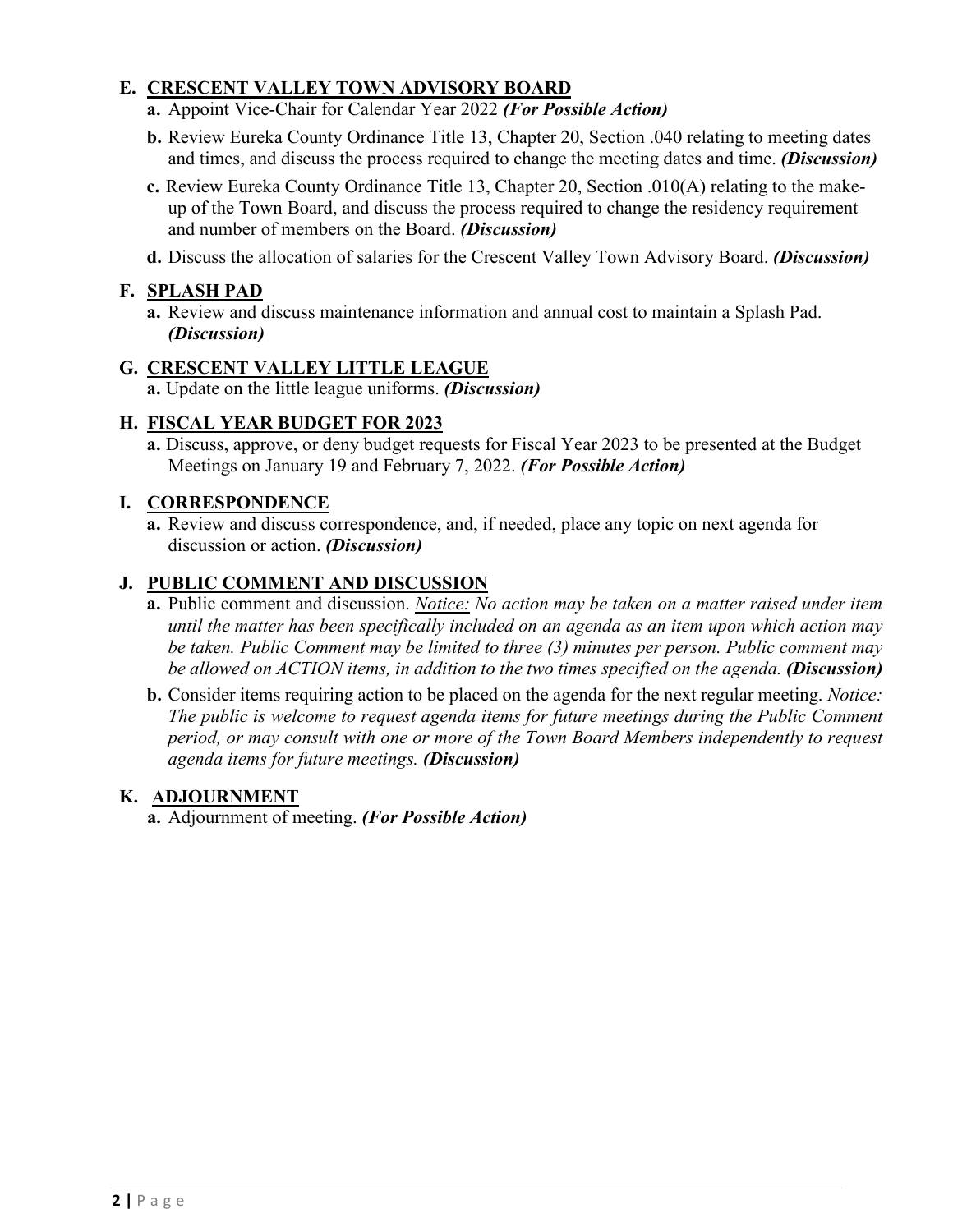## E. CRESCENT VALLEY TOWN ADVISORY BOARD

- **a.** Appoint Vice-Chair for Calendar Year 2022 ***(For Possible Action)***
- **b.** Review Eureka County Ordinance Title 13, Chapter 20, Section .040 relating to meeting dates and times, and discuss the process required to change the meeting dates and time. ***(Discussion)***
- **c.** Review Eureka County Ordinance Title 13, Chapter 20, Section .010(A) relating to the make-up of the Town Board, and discuss the process required to change the residency requirement and number of members on the Board. ***(Discussion)***
- **d.** Discuss the allocation of salaries for the Crescent Valley Town Advisory Board. ***(Discussion)***

## F. SPLASH PAD

- **a.** Review and discuss maintenance information and annual cost to maintain a Splash Pad. ***(Discussion)***

## G. CRESCENT VALLEY LITTLE LEAGUE

- **a.** Update on the little league uniforms. ***(Discussion)***

## H. FISCAL YEAR BUDGET FOR 2023

- **a.** Discuss, approve, or deny budget requests for Fiscal Year 2023 to be presented at the Budget Meetings on January 19 and February 7, 2022. ***(For Possible Action)***

## I. CORRESPONDENCE

- **a.** Review and discuss correspondence, and, if needed, place any topic on next agenda for discussion or action. ***(Discussion)***

## J. PUBLIC COMMENT AND DISCUSSION

- **a.** Public comment and discussion. *Notice: No action may be taken on a matter raised under item until the matter has been specifically included on an agenda as an item upon which action may be taken. Public Comment may be limited to three (3) minutes per person. Public comment may be allowed on ACTION items, in addition to the two times specified on the agenda.* ***(Discussion)***
- **b.** Consider items requiring action to be placed on the agenda for the next regular meeting. *Notice: The public is welcome to request agenda items for future meetings during the Public Comment period, or may consult with one or more of the Town Board Members independently to request agenda items for future meetings.* ***(Discussion)***

## K. ADJOURNMENT

- **a.** Adjournment of meeting. ***(For Possible Action)***